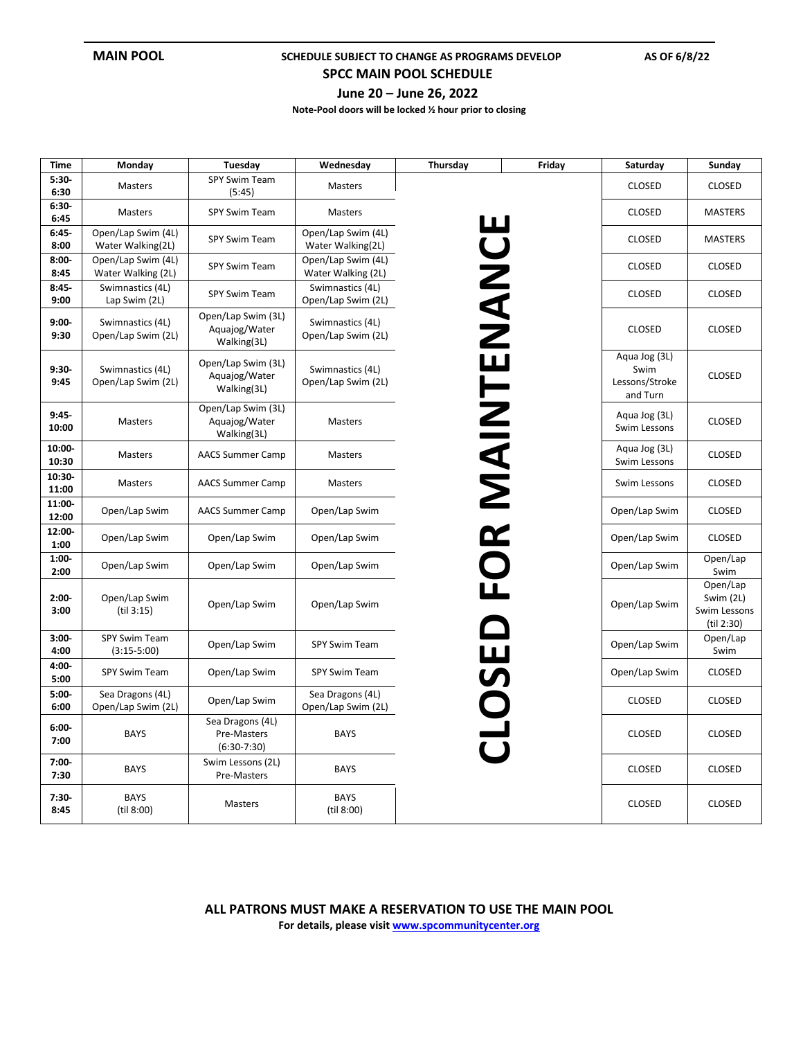**MAIN POOL** | **SCHEDULE SUBJECT TO CHANGE AS PROGRAMS DEVELOP** | **AS OF 6/8/22**

# SPCC MAIN POOL SCHEDULE

## June 20 – June 26, 2022

**Note-Pool doors will be locked ½ hour prior to closing**

| Time | Monday | Tuesday | Wednesday | Thursday | Friday | Saturday | Sunday |
|---|---|---|---|---|---|---|---|
| 5:30-6:30 | Masters | SPY Swim Team (5:45) | Masters | CLOSED FOR MAINTENANCE | CLOSED FOR MAINTENANCE | CLOSED | CLOSED |
| 6:30-6:45 | Masters | SPY Swim Team | Masters | | | CLOSED | MASTERS |
| 6:45-8:00 | Open/Lap Swim (4L) Water Walking(2L) | SPY Swim Team | Open/Lap Swim (4L) Water Walking(2L) | | | CLOSED | MASTERS |
| 8:00-8:45 | Open/Lap Swim (4L) Water Walking (2L) | SPY Swim Team | Open/Lap Swim (4L) Water Walking (2L) | | | CLOSED | CLOSED |
| 8:45-9:00 | Swimnastics (4L) Lap Swim (2L) | SPY Swim Team | Swimnastics (4L) Open/Lap Swim (2L) | | | CLOSED | CLOSED |
| 9:00-9:30 | Swimnastics (4L) Open/Lap Swim (2L) | Open/Lap Swim (3L) Aquajog/Water Walking(3L) | Swimnastics (4L) Open/Lap Swim (2L) | | | CLOSED | CLOSED |
| 9:30-9:45 | Swimnastics (4L) Open/Lap Swim (2L) | Open/Lap Swim (3L) Aquajog/Water Walking(3L) | Swimnastics (4L) Open/Lap Swim (2L) | | | Aqua Jog (3L) Swim Lessons/Stroke and Turn | CLOSED |
| 9:45-10:00 | Masters | Open/Lap Swim (3L) Aquajog/Water Walking(3L) | Masters | | | Aqua Jog (3L) Swim Lessons | CLOSED |
| 10:00-10:30 | Masters | AACS Summer Camp | Masters | | | Aqua Jog (3L) Swim Lessons | CLOSED |
| 10:30-11:00 | Masters | AACS Summer Camp | Masters | | | Swim Lessons | CLOSED |
| 11:00-12:00 | Open/Lap Swim | AACS Summer Camp | Open/Lap Swim | | | Open/Lap Swim | CLOSED |
| 12:00-1:00 | Open/Lap Swim | Open/Lap Swim | Open/Lap Swim | | | Open/Lap Swim | CLOSED |
| 1:00-2:00 | Open/Lap Swim | Open/Lap Swim | Open/Lap Swim | | | Open/Lap Swim | Open/Lap Swim |
| 2:00-3:00 | Open/Lap Swim (til 3:15) | Open/Lap Swim | Open/Lap Swim | | | Open/Lap Swim | Open/Lap Swim (2L) Swim Lessons (til 2:30) |
| 3:00-4:00 | SPY Swim Team (3:15-5:00) | Open/Lap Swim | SPY Swim Team | | | Open/Lap Swim | Open/Lap Swim |
| 4:00-5:00 | SPY Swim Team | Open/Lap Swim | SPY Swim Team | | | Open/Lap Swim | CLOSED |
| 5:00-6:00 | Sea Dragons (4L) Open/Lap Swim (2L) | Open/Lap Swim | Sea Dragons (4L) Open/Lap Swim (2L) | | | CLOSED | CLOSED |
| 6:00-7:00 | BAYS | Sea Dragons (4L) Pre-Masters (6:30-7:30) | BAYS | | | CLOSED | CLOSED |
| 7:00-7:30 | BAYS | Swim Lessons (2L) Pre-Masters | BAYS | | | CLOSED | CLOSED |
| 7:30-8:45 | BAYS (til 8:00) | Masters | BAYS (til 8:00) | | | CLOSED | CLOSED |

**ALL PATRONS MUST MAKE A RESERVATION TO USE THE MAIN POOL**

**For details, please visit [www.spcommunitycenter.org](www.spcommunitycenter.org)**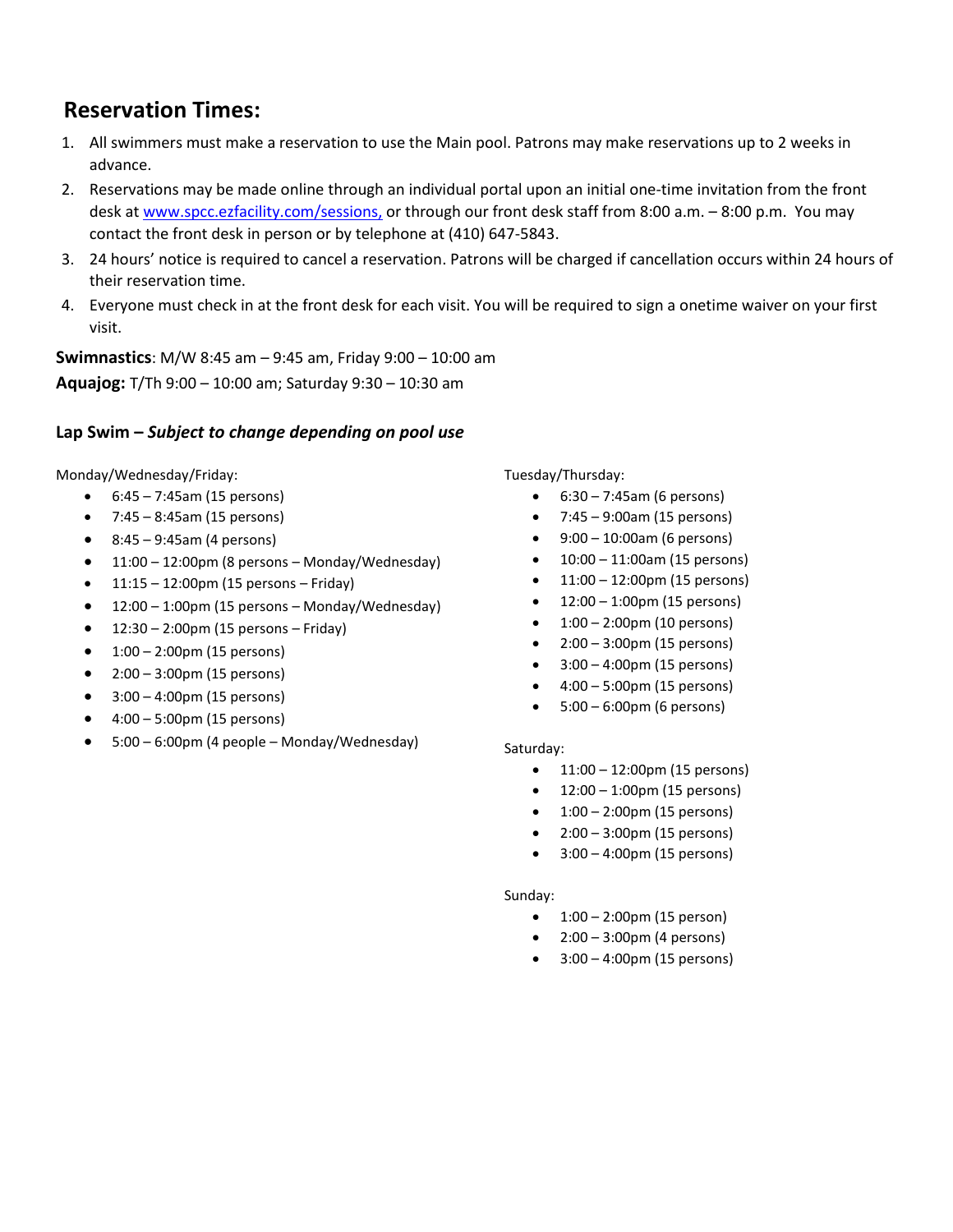## Reservation Times:

1. All swimmers must make a reservation to use the Main pool. Patrons may make reservations up to 2 weeks in advance.
2. Reservations may be made online through an individual portal upon an initial one-time invitation from the front desk at www.spcc.ezfacility.com/sessions, or through our front desk staff from 8:00 a.m. – 8:00 p.m. You may contact the front desk in person or by telephone at (410) 647-5843.
3. 24 hours' notice is required to cancel a reservation. Patrons will be charged if cancellation occurs within 24 hours of their reservation time.
4. Everyone must check in at the front desk for each visit. You will be required to sign a onetime waiver on your first visit.

**Swimnastics**: M/W 8:45 am – 9:45 am, Friday 9:00 – 10:00 am

**Aquajog:** T/Th 9:00 – 10:00 am; Saturday 9:30 – 10:30 am

### Lap Swim – *Subject to change depending on pool use*

Monday/Wednesday/Friday:

- 6:45 – 7:45am (15 persons)
- 7:45 – 8:45am (15 persons)
- 8:45 – 9:45am (4 persons)
- 11:00 – 12:00pm (8 persons – Monday/Wednesday)
- 11:15 – 12:00pm (15 persons – Friday)
- 12:00 – 1:00pm (15 persons – Monday/Wednesday)
- 12:30 – 2:00pm (15 persons – Friday)
- 1:00 – 2:00pm (15 persons)
- 2:00 – 3:00pm (15 persons)
- 3:00 – 4:00pm (15 persons)
- 4:00 – 5:00pm (15 persons)
- 5:00 – 6:00pm (4 people – Monday/Wednesday)

Tuesday/Thursday:

- 6:30 – 7:45am (6 persons)
- 7:45 – 9:00am (15 persons)
- 9:00 – 10:00am (6 persons)
- 10:00 – 11:00am (15 persons)
- 11:00 – 12:00pm (15 persons)
- 12:00 – 1:00pm (15 persons)
- 1:00 – 2:00pm (10 persons)
- 2:00 – 3:00pm (15 persons)
- 3:00 – 4:00pm (15 persons)
- 4:00 – 5:00pm (15 persons)
- 5:00 – 6:00pm (6 persons)

Saturday:

- 11:00 – 12:00pm (15 persons)
- 12:00 – 1:00pm (15 persons)
- 1:00 – 2:00pm (15 persons)
- 2:00 – 3:00pm (15 persons)
- 3:00 – 4:00pm (15 persons)

Sunday:

- 1:00 – 2:00pm (15 person)
- 2:00 – 3:00pm (4 persons)
- 3:00 – 4:00pm (15 persons)